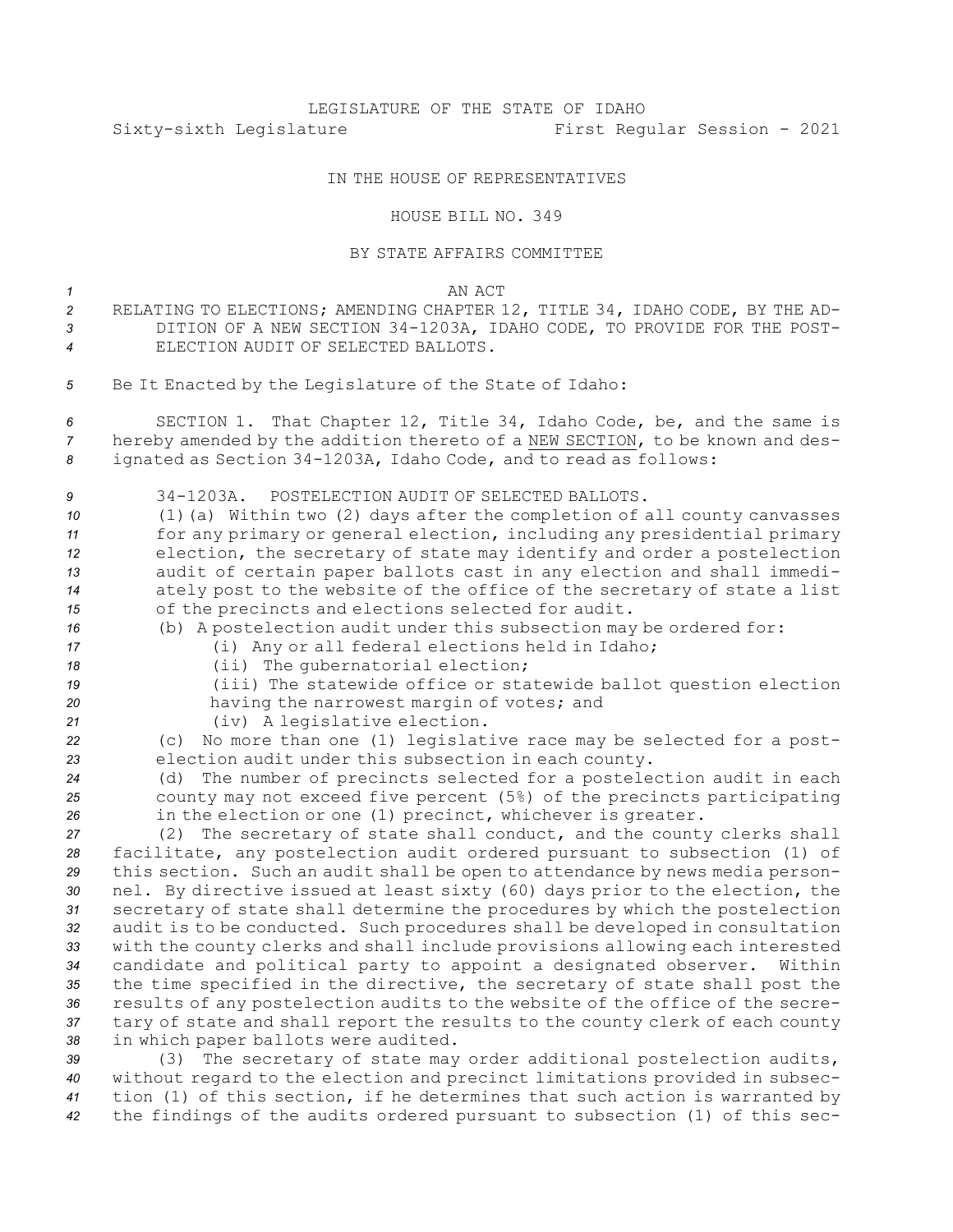LEGISLATURE OF THE STATE OF IDAHO

Sixty-sixth Legislature First Regular Session - 2021

IN THE HOUSE OF REPRESENTATIVES

HOUSE BILL NO. 349

BY STATE AFFAIRS COMMITTEE

AN ACT

RELATING TO ELECTIONS; AMENDING CHAPTER 12, TITLE 34, IDAHO CODE, BY THE ADDITION OF A NEW SECTION 34-1203A, IDAHO CODE, TO PROVIDE FOR THE POSTELECTION AUDIT OF SELECTED BALLOTS.

Be It Enacted by the Legislature of the State of Idaho:

SECTION 1. That Chapter 12, Title 34, Idaho Code, be, and the same is hereby amended by the addition thereto of a NEW SECTION, to be known and designated as Section 34-1203A, Idaho Code, and to read as follows:

34-1203A. POSTELECTION AUDIT OF SELECTED BALLOTS.

(1)(a) Within two (2) days after the completion of all county canvasses for any primary or general election, including any presidential primary election, the secretary of state may identify and order a postelection audit of certain paper ballots cast in any election and shall immediately post to the website of the office of the secretary of state a list of the precincts and elections selected for audit.

(b) A postelection audit under this subsection may be ordered for:

(i) Any or all federal elections held in Idaho;

(ii) The gubernatorial election;

(iii) The statewide office or statewide ballot question election having the narrowest margin of votes; and

(iv) A legislative election.

(c) No more than one (1) legislative race may be selected for a postelection audit under this subsection in each county.

(d) The number of precincts selected for a postelection audit in each county may not exceed five percent (5%) of the precincts participating in the election or one (1) precinct, whichever is greater.

(2) The secretary of state shall conduct, and the county clerks shall facilitate, any postelection audit ordered pursuant to subsection (1) of this section. Such an audit shall be open to attendance by news media personnel. By directive issued at least sixty (60) days prior to the election, the secretary of state shall determine the procedures by which the postelection audit is to be conducted. Such procedures shall be developed in consultation with the county clerks and shall include provisions allowing each interested candidate and political party to appoint a designated observer. Within the time specified in the directive, the secretary of state shall post the results of any postelection audits to the website of the office of the secretary of state and shall report the results to the county clerk of each county in which paper ballots were audited.

(3) The secretary of state may order additional postelection audits, without regard to the election and precinct limitations provided in subsection (1) of this section, if he determines that such action is warranted by the findings of the audits ordered pursuant to subsection (1) of this sec-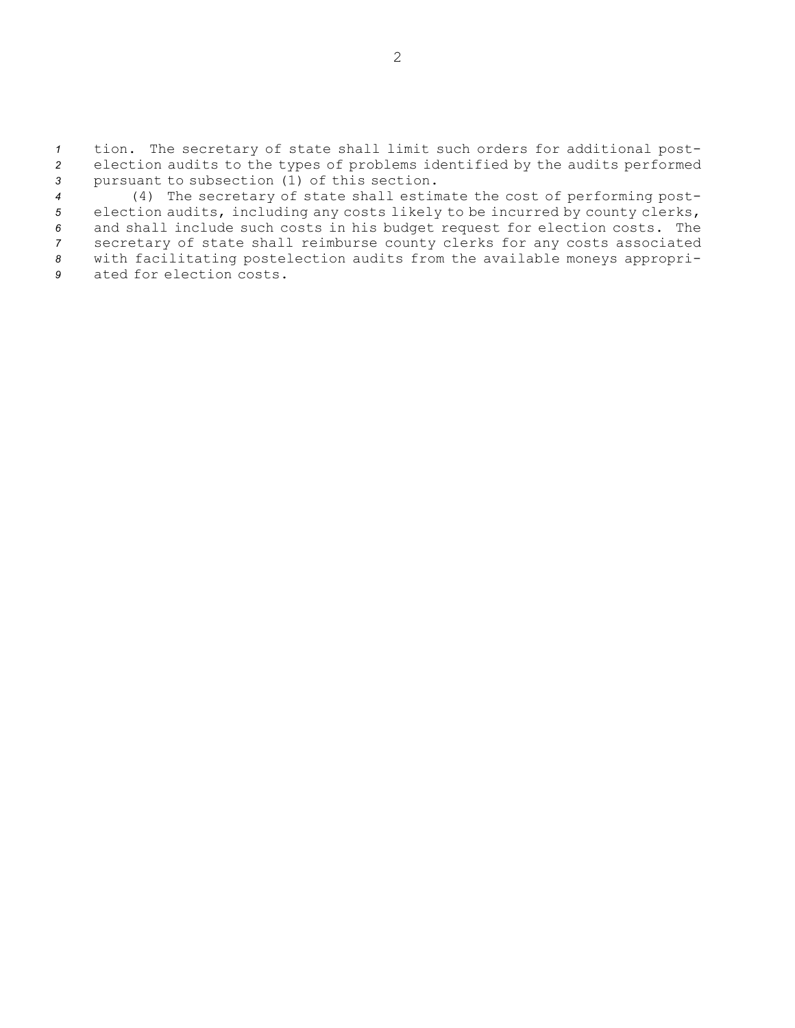tion. The secretary of state shall limit such orders for additional postelection audits to the types of problems identified by the audits performed pursuant to subsection (1) of this section.

(4) The secretary of state shall estimate the cost of performing postelection audits, including any costs likely to be incurred by county clerks, and shall include such costs in his budget request for election costs. The secretary of state shall reimburse county clerks for any costs associated with facilitating postelection audits from the available moneys appropriated for election costs.